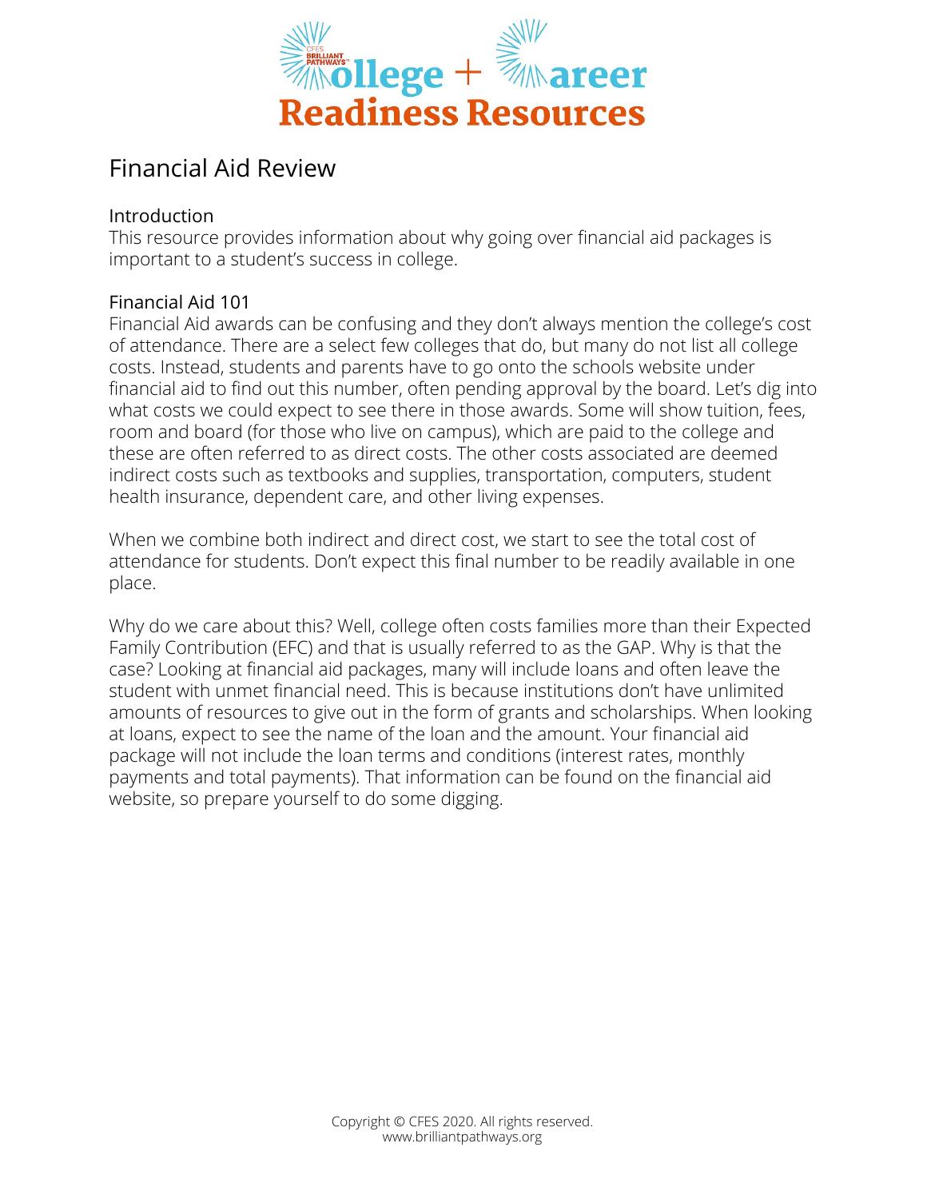# College + Career Readiness Resources

## Financial Aid Review

### Introduction

This resource provides information about why going over financial aid packages is important to a student's success in college.

### Financial Aid 101

Financial Aid awards can be confusing and they don't always mention the college's cost of attendance. There are a select few colleges that do, but many do not list all college costs. Instead, students and parents have to go onto the schools website under financial aid to find out this number, often pending approval by the board. Let's dig into what costs we could expect to see there in those awards. Some will show tuition, fees, room and board (for those who live on campus), which are paid to the college and these are often referred to as direct costs. The other costs associated are deemed indirect costs such as textbooks and supplies, transportation, computers, student health insurance, dependent care, and other living expenses.

When we combine both indirect and direct cost, we start to see the total cost of attendance for students. Don't expect this final number to be readily available in one place.

Why do we care about this? Well, college often costs families more than their Expected Family Contribution (EFC) and that is usually referred to as the GAP. Why is that the case? Looking at financial aid packages, many will include loans and often leave the student with unmet financial need. This is because institutions don't have unlimited amounts of resources to give out in the form of grants and scholarships. When looking at loans, expect to see the name of the loan and the amount. Your financial aid package will not include the loan terms and conditions (interest rates, monthly payments and total payments). That information can be found on the financial aid website, so prepare yourself to do some digging.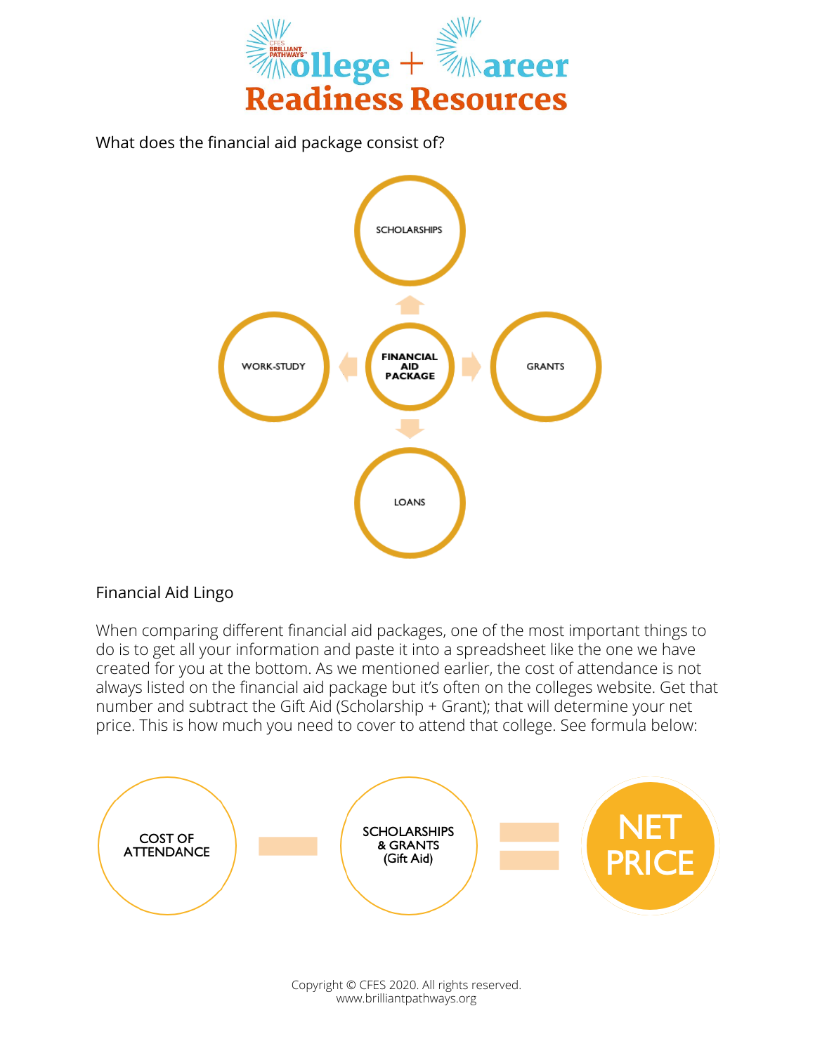# College + Career Readiness Resources

What does the financial aid package consist of?

FINANCIAL AID PACKAGE

SCHOLARSHIPS

GRANTS

LOANS

WORK-STUDY

Financial Aid Lingo

When comparing different financial aid packages, one of the most important things to do is to get all your information and paste it into a spreadsheet like the one we have created for you at the bottom. As we mentioned earlier, the cost of attendance is not always listed on the financial aid package but it's often on the colleges website. Get that number and subtract the Gift Aid (Scholarship + Grant); that will determine your net price. This is how much you need to cover to attend that college. See formula below:

COST OF ATTENDANCE − SCHOLARSHIPS & GRANTS (Gift Aid) = NET PRICE

Copyright © CFES 2020. All rights reserved.
www.brilliantpathways.org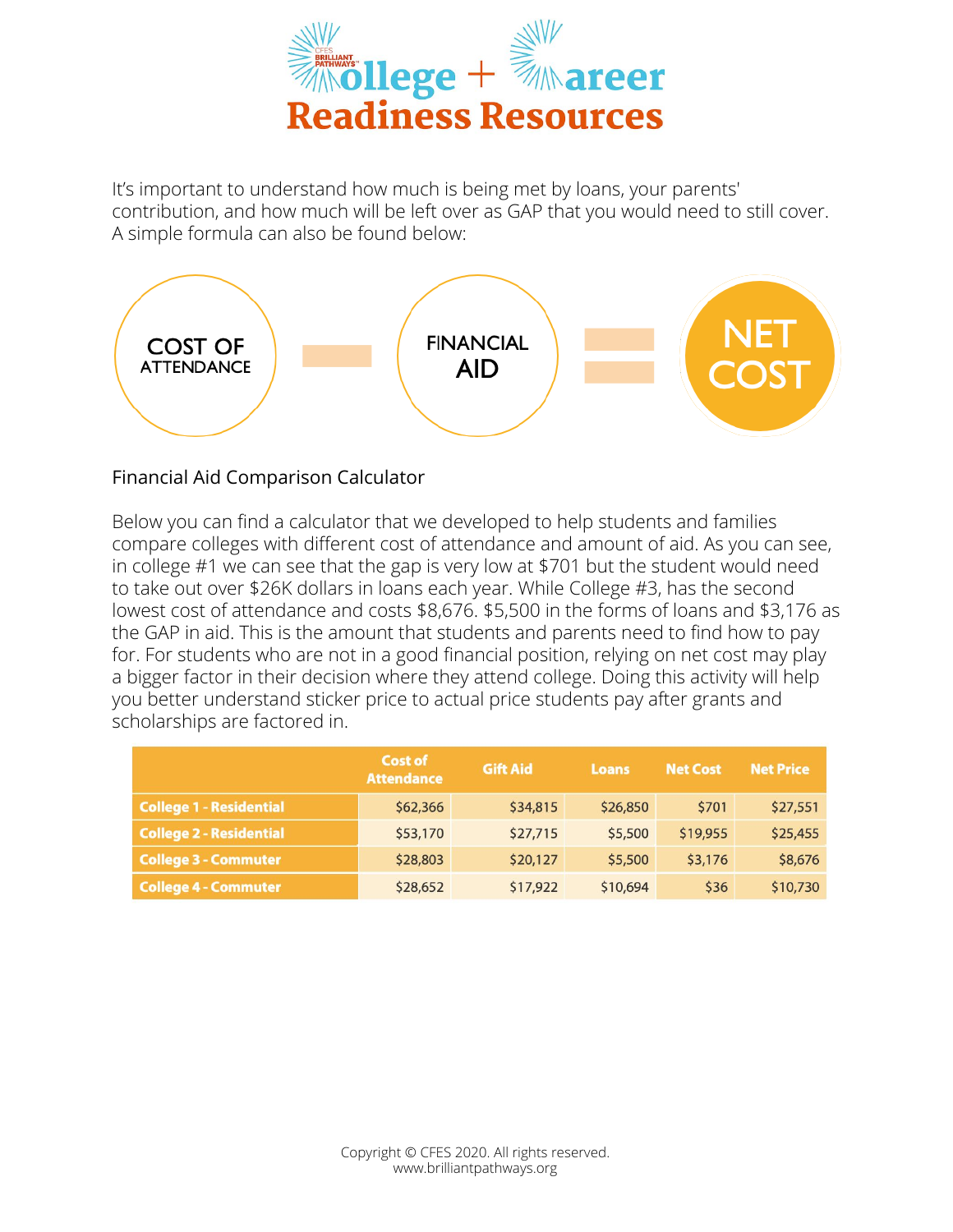# College + Career Readiness Resources

It's important to understand how much is being met by loans, your parents' contribution, and how much will be left over as GAP that you would need to still cover. A simple formula can also be found below:

COST OF ATTENDANCE − FINANCIAL AID = NET COST

Financial Aid Comparison Calculator

Below you can find a calculator that we developed to help students and families compare colleges with different cost of attendance and amount of aid. As you can see, in college #1 we can see that the gap is very low at $701 but the student would need to take out over $26K dollars in loans each year. While College #3, has the second lowest cost of attendance and costs $8,676. $5,500 in the forms of loans and $3,176 as the GAP in aid. This is the amount that students and parents need to find how to pay for. For students who are not in a good financial position, relying on net cost may play a bigger factor in their decision where they attend college. Doing this activity will help you better understand sticker price to actual price students pay after grants and scholarships are factored in.

| | Cost of Attendance | Gift Aid | Loans | Net Cost | Net Price |
|---|---|---|---|---|---|
| College 1 - Residential | $62,366 | $34,815 | $26,850 | $701 | $27,551 |
| College 2 - Residential | $53,170 | $27,715 | $5,500 | $19,955 | $25,455 |
| College 3 - Commuter | $28,803 | $20,127 | $5,500 | $3,176 | $8,676 |
| College 4 - Commuter | $28,652 | $17,922 | $10,694 | $36 | $10,730 |

Copyright © CFES 2020. All rights reserved.
www.brilliantpathways.org